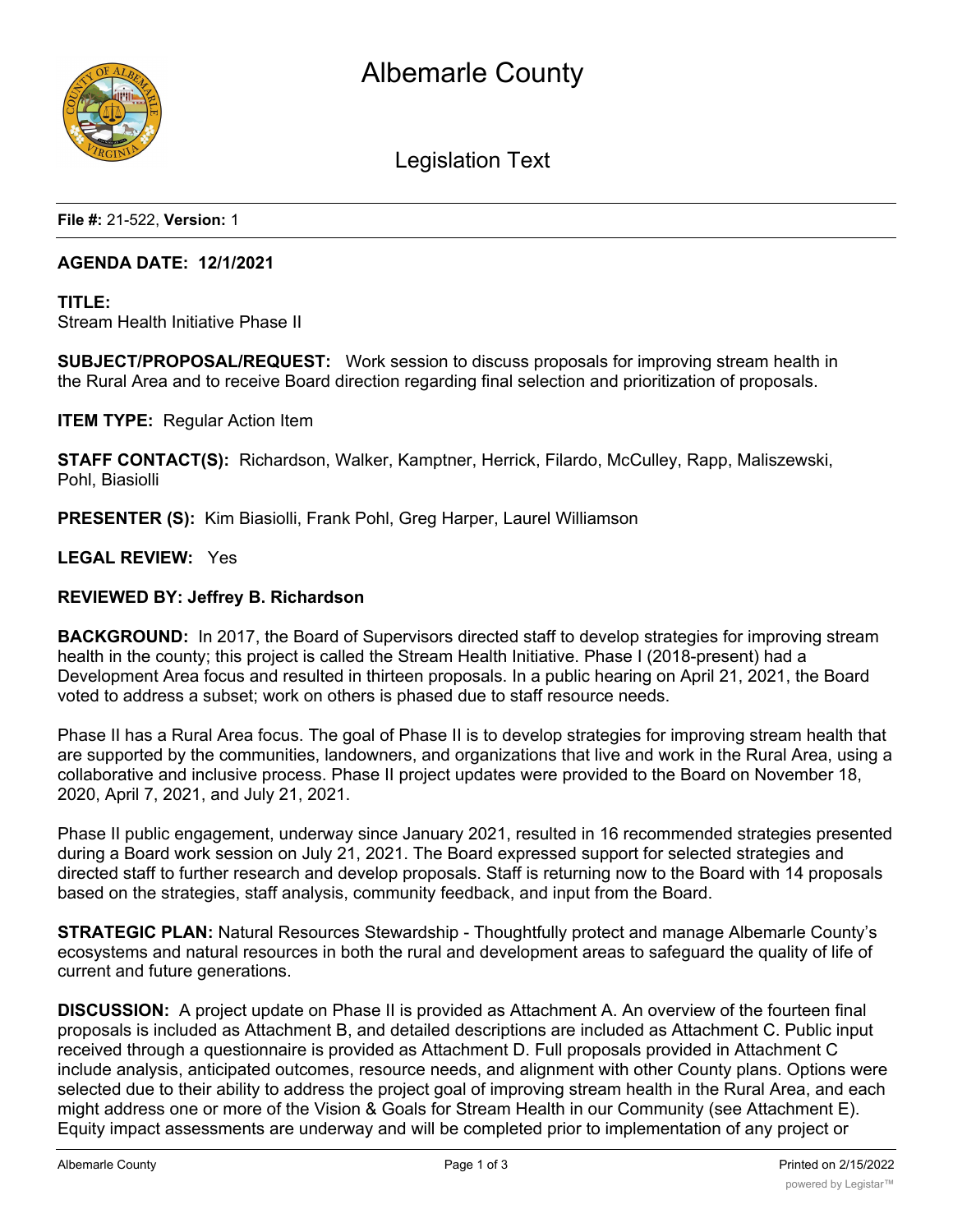# Albemarle County

## Legislation Text

**File #:** 21-522, **Version:** 1

**AGENDA DATE: 12/1/2021**

**TITLE:**
Stream Health Initiative Phase II

**SUBJECT/PROPOSAL/REQUEST:** Work session to discuss proposals for improving stream health in the Rural Area and to receive Board direction regarding final selection and prioritization of proposals.

**ITEM TYPE:** Regular Action Item

**STAFF CONTACT(S):** Richardson, Walker, Kamptner, Herrick, Filardo, McCulley, Rapp, Maliszewski, Pohl, Biasiolli

**PRESENTER (S):** Kim Biasiolli, Frank Pohl, Greg Harper, Laurel Williamson

**LEGAL REVIEW:** Yes

**REVIEWED BY: Jeffrey B. Richardson**

**BACKGROUND:** In 2017, the Board of Supervisors directed staff to develop strategies for improving stream health in the county; this project is called the Stream Health Initiative. Phase I (2018-present) had a Development Area focus and resulted in thirteen proposals. In a public hearing on April 21, 2021, the Board voted to address a subset; work on others is phased due to staff resource needs.

Phase II has a Rural Area focus. The goal of Phase II is to develop strategies for improving stream health that are supported by the communities, landowners, and organizations that live and work in the Rural Area, using a collaborative and inclusive process. Phase II project updates were provided to the Board on November 18, 2020, April 7, 2021, and July 21, 2021.

Phase II public engagement, underway since January 2021, resulted in 16 recommended strategies presented during a Board work session on July 21, 2021. The Board expressed support for selected strategies and directed staff to further research and develop proposals. Staff is returning now to the Board with 14 proposals based on the strategies, staff analysis, community feedback, and input from the Board.

**STRATEGIC PLAN:** Natural Resources Stewardship - Thoughtfully protect and manage Albemarle County's ecosystems and natural resources in both the rural and development areas to safeguard the quality of life of current and future generations.

**DISCUSSION:** A project update on Phase II is provided as Attachment A. An overview of the fourteen final proposals is included as Attachment B, and detailed descriptions are included as Attachment C. Public input received through a questionnaire is provided as Attachment D. Full proposals provided in Attachment C include analysis, anticipated outcomes, resource needs, and alignment with other County plans. Options were selected due to their ability to address the project goal of improving stream health in the Rural Area, and each might address one or more of the Vision & Goals for Stream Health in our Community (see Attachment E). Equity impact assessments are underway and will be completed prior to implementation of any project or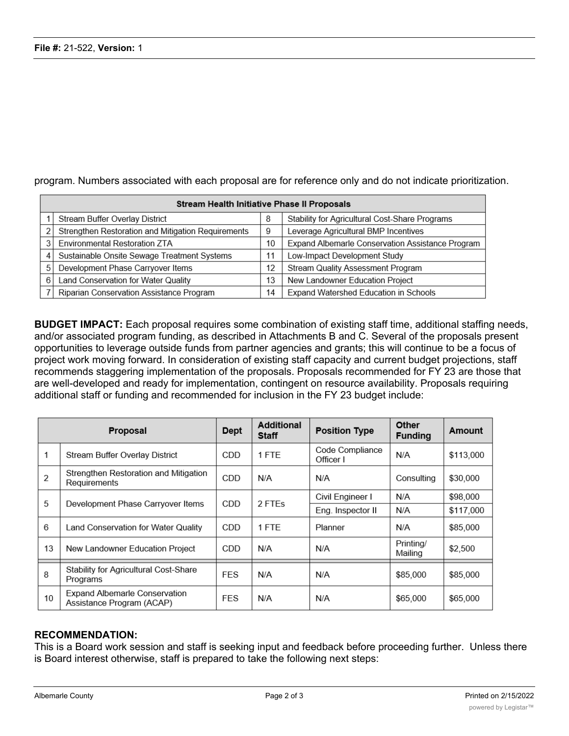program. Numbers associated with each proposal are for reference only and do not indicate prioritization.

| Stream Health Initiative Phase II Proposals | | | |
|---|---|---|---|
| 1 | Stream Buffer Overlay District | 8 | Stability for Agricultural Cost-Share Programs |
| 2 | Strengthen Restoration and Mitigation Requirements | 9 | Leverage Agricultural BMP Incentives |
| 3 | Environmental Restoration ZTA | 10 | Expand Albemarle Conservation Assistance Program |
| 4 | Sustainable Onsite Sewage Treatment Systems | 11 | Low-Impact Development Study |
| 5 | Development Phase Carryover Items | 12 | Stream Quality Assessment Program |
| 6 | Land Conservation for Water Quality | 13 | New Landowner Education Project |
| 7 | Riparian Conservation Assistance Program | 14 | Expand Watershed Education in Schools |

**BUDGET IMPACT:** Each proposal requires some combination of existing staff time, additional staffing needs, and/or associated program funding, as described in Attachments B and C. Several of the proposals present opportunities to leverage outside funds from partner agencies and grants; this will continue to be a focus of project work moving forward. In consideration of existing staff capacity and current budget projections, staff recommends staggering implementation of the proposals. Proposals recommended for FY 23 are those that are well-developed and ready for implementation, contingent on resource availability. Proposals requiring additional staff or funding and recommended for inclusion in the FY 23 budget include:

| Proposal | | Dept | Additional Staff | Position Type | Other Funding | Amount |
|---|---|---|---|---|---|---|
| 1 | Stream Buffer Overlay District | CDD | 1 FTE | Code Compliance Officer I | N/A | $113,000 |
| 2 | Strengthen Restoration and Mitigation Requirements | CDD | N/A | N/A | Consulting | $30,000 |
| 5 | Development Phase Carryover Items | CDD | 2 FTEs | Civil Engineer I | N/A | $98,000 |
| | | | | Eng. Inspector II | N/A | $117,000 |
| 6 | Land Conservation for Water Quality | CDD | 1 FTE | Planner | N/A | $85,000 |
| 13 | New Landowner Education Project | CDD | N/A | N/A | Printing/ Mailing | $2,500 |
| 8 | Stability for Agricultural Cost-Share Programs | FES | N/A | N/A | $85,000 | $85,000 |
| 10 | Expand Albemarle Conservation Assistance Program (ACAP) | FES | N/A | N/A | $65,000 | $65,000 |

**RECOMMENDATION:**
This is a Board work session and staff is seeking input and feedback before proceeding further. Unless there is Board interest otherwise, staff is prepared to take the following next steps: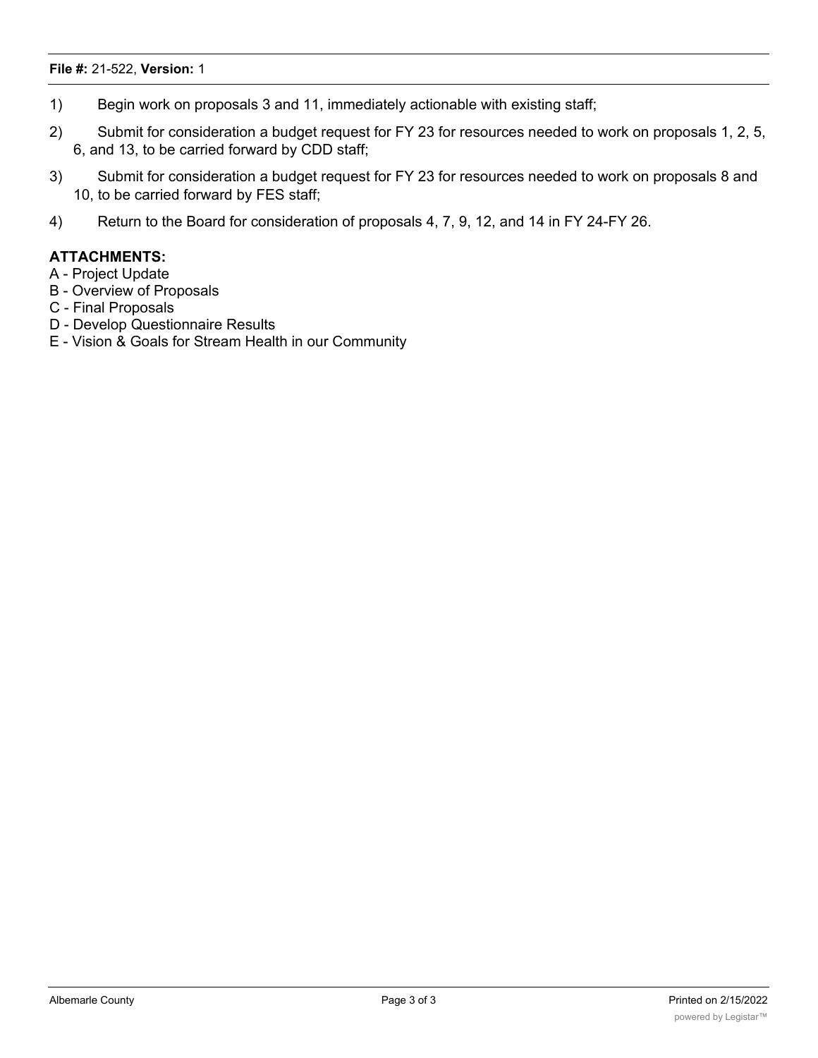1) Begin work on proposals 3 and 11, immediately actionable with existing staff;

2) Submit for consideration a budget request for FY 23 for resources needed to work on proposals 1, 2, 5, 6, and 13, to be carried forward by CDD staff;

3) Submit for consideration a budget request for FY 23 for resources needed to work on proposals 8 and 10, to be carried forward by FES staff;

4) Return to the Board for consideration of proposals 4, 7, 9, 12, and 14 in FY 24-FY 26.

**ATTACHMENTS:**

A - Project Update
B - Overview of Proposals
C - Final Proposals
D - Develop Questionnaire Results
E - Vision & Goals for Stream Health in our Community